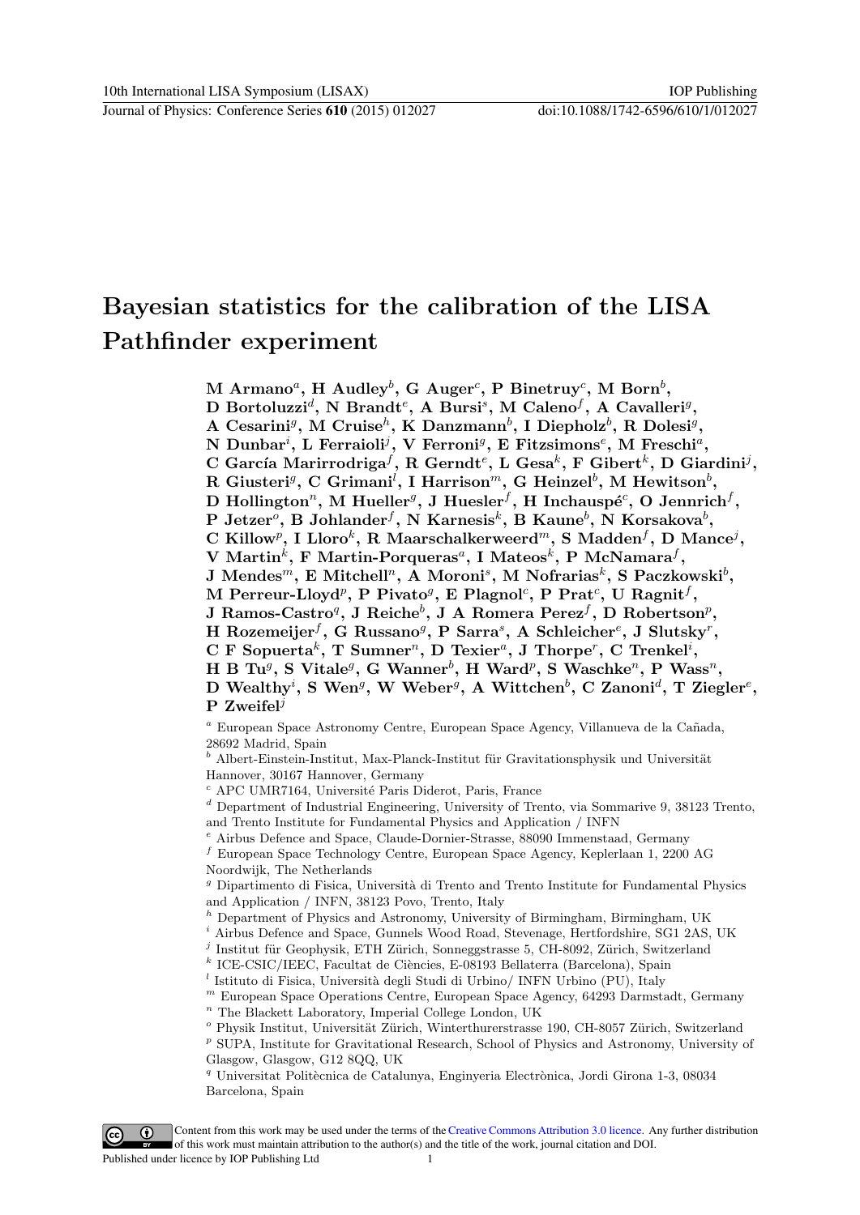# Bayesian statistics for the calibration of the LISA Pathfinder experiment

**M Armano[a], H Audley[b], G Auger[c], P Binetruy[c], M Born[b], D Bortoluzzi[d], N Brandt[e], A Bursi[s], M Caleno[f], A Cavalleri[g], A Cesarini[g], M Cruise[h], K Danzmann[b], I Diepholz[b], R Dolesi[g], N Dunbar[i], L Ferraioli[j], V Ferroni[g], E Fitzsimons[e], M Freschi[a], C García Marirrodriga[f], R Gerndt[e], L Gesa[k], F Gibert[k], D Giardini[j], R Giusteri[g], C Grimani[l], I Harrison[m], G Heinzel[b], M Hewitson[b], D Hollington[n], M Hueller[g], J Huesler[f], H Inchauspé[c], O Jennrich[f], P Jetzer[o], B Johlander[f], N Karnesis[k], B Kaune[b], N Korsakova[b], C Killow[p], I Lloro[k], R Maarschalkerweerd[m], S Madden[f], D Mance[j], V Martin[k], F Martin-Porqueras[a], I Mateos[k], P McNamara[f], J Mendes[m], E Mitchell[n], A Moroni[s], M Nofrarias[k], S Paczkowski[b], M Perreur-Lloyd[p], P Pivato[g], E Plagnol[c], P Prat[c], U Ragnit[f], J Ramos-Castro[q], J Reiche[b], J A Romera Perez[f], D Robertson[p], H Rozemeijer[f], G Russano[g], P Sarra[s], A Schleicher[e], J Slutsky[r], C F Sopuerta[k], T Sumner[n], D Texier[a], J Thorpe[r], C Trenkel[i], H B Tu[g], S Vitale[g], G Wanner[b], H Ward[p], S Waschke[n], P Wass[n], D Wealthy[i], S Wen[g], W Weber[g], A Wittchen[b], C Zanoni[d], T Ziegler[e], P Zweifel[j]**

[a] European Space Astronomy Centre, European Space Agency, Villanueva de la Cañada, 28692 Madrid, Spain

[b] Albert-Einstein-Institut, Max-Planck-Institut für Gravitationsphysik und Universität Hannover, 30167 Hannover, Germany

[c] APC UMR7164, Université Paris Diderot, Paris, France

[d] Department of Industrial Engineering, University of Trento, via Sommarive 9, 38123 Trento, and Trento Institute for Fundamental Physics and Application / INFN

[e] Airbus Defence and Space, Claude-Dornier-Strasse, 88090 Immenstaad, Germany

[f] European Space Technology Centre, European Space Agency, Keplerlaan 1, 2200 AG Noordwijk, The Netherlands

[g] Dipartimento di Fisica, Università di Trento and Trento Institute for Fundamental Physics and Application / INFN, 38123 Povo, Trento, Italy

[h] Department of Physics and Astronomy, University of Birmingham, Birmingham, UK

[i] Airbus Defence and Space, Gunnels Wood Road, Stevenage, Hertfordshire, SG1 2AS, UK

[j] Institut für Geophysik, ETH Zürich, Sonneggstrasse 5, CH-8092, Zürich, Switzerland

[k] ICE-CSIC/IEEC, Facultat de Ciències, E-08193 Bellaterra (Barcelona), Spain

[l] Istituto di Fisica, Università degli Studi di Urbino/ INFN Urbino (PU), Italy

[m] European Space Operations Centre, European Space Agency, 64293 Darmstadt, Germany

[n] The Blackett Laboratory, Imperial College London, UK

[o] Physik Institut, Universität Zürich, Winterthurerstrasse 190, CH-8057 Zürich, Switzerland

[p] SUPA, Institute for Gravitational Research, School of Physics and Astronomy, University of Glasgow, Glasgow, G12 8QQ, UK

[q] Universitat Politècnica de Catalunya, Enginyeria Electrònica, Jordi Girona 1-3, 08034 Barcelona, Spain

Content from this work may be used under the terms of the Creative Commons Attribution 3.0 licence. Any further distribution of this work must maintain attribution to the author(s) and the title of the work, journal citation and DOI.
Published under licence by IOP Publishing Ltd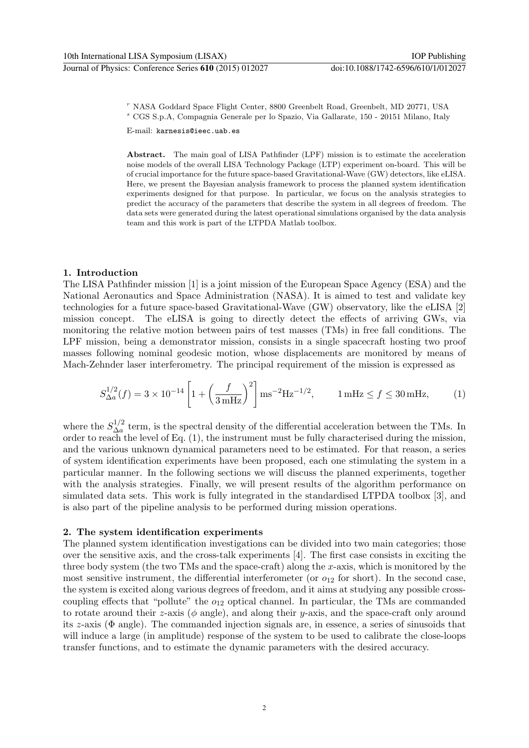[r] NASA Goddard Space Flight Center, 8800 Greenbelt Road, Greenbelt, MD 20771, USA

[s] CGS S.p.A, Compagnia Generale per lo Spazio, Via Gallarate, 150 - 20151 Milano, Italy

E-mail: karnesis@ieec.uab.es

**Abstract.** The main goal of LISA Pathfinder (LPF) mission is to estimate the acceleration noise models of the overall LISA Technology Package (LTP) experiment on-board. This will be of crucial importance for the future space-based Gravitational-Wave (GW) detectors, like eLISA. Here, we present the Bayesian analysis framework to process the planned system identification experiments designed for that purpose. In particular, we focus on the analysis strategies to predict the accuracy of the parameters that describe the system in all degrees of freedom. The data sets were generated during the latest operational simulations organised by the data analysis team and this work is part of the LTPDA Matlab toolbox.

## 1. Introduction

The LISA Pathfinder mission [1] is a joint mission of the European Space Agency (ESA) and the National Aeronautics and Space Administration (NASA). It is aimed to test and validate key technologies for a future space-based Gravitational-Wave (GW) observatory, like the eLISA [2] mission concept. The eLISA is going to directly detect the effects of arriving GWs, via monitoring the relative motion between pairs of test masses (TMs) in free fall conditions. The LPF mission, being a demonstrator mission, consists in a single spacecraft hosting two proof masses following nominal geodesic motion, whose displacements are monitored by means of Mach-Zehnder laser interferometry. The principal requirement of the mission is expressed as

$$S_{\Delta a}^{1/2}(f) = 3 \times 10^{-14} \left[1 + \left(\frac{f}{3\,\mathrm{mHz}}\right)^2\right] \mathrm{ms}^{-2}\mathrm{Hz}^{-1/2}, \qquad 1\,\mathrm{mHz} \leq f \leq 30\,\mathrm{mHz}, \tag{1}$$

where the $S_{\Delta a}^{1/2}$ term, is the spectral density of the differential acceleration between the TMs. In order to reach the level of Eq. (1), the instrument must be fully characterised during the mission, and the various unknown dynamical parameters need to be estimated. For that reason, a series of system identification experiments have been proposed, each one stimulating the system in a particular manner. In the following sections we will discuss the planned experiments, together with the analysis strategies. Finally, we will present results of the algorithm performance on simulated data sets. This work is fully integrated in the standardised LTPDA toolbox [3], and is also part of the pipeline analysis to be performed during mission operations.

## 2. The system identification experiments

The planned system identification investigations can be divided into two main categories; those over the sensitive axis, and the cross-talk experiments [4]. The first case consists in exciting the three body system (the two TMs and the space-craft) along the $x$-axis, which is monitored by the most sensitive instrument, the differential interferometer (or $o_{12}$ for short). In the second case, the system is excited along various degrees of freedom, and it aims at studying any possible cross-coupling effects that "pollute" the $o_{12}$ optical channel. In particular, the TMs are commanded to rotate around their $z$-axis ($\phi$ angle), and along their $y$-axis, and the space-craft only around its $z$-axis ($\Phi$ angle). The commanded injection signals are, in essence, a series of sinusoids that will induce a large (in amplitude) response of the system to be used to calibrate the close-loops transfer functions, and to estimate the dynamic parameters with the desired accuracy.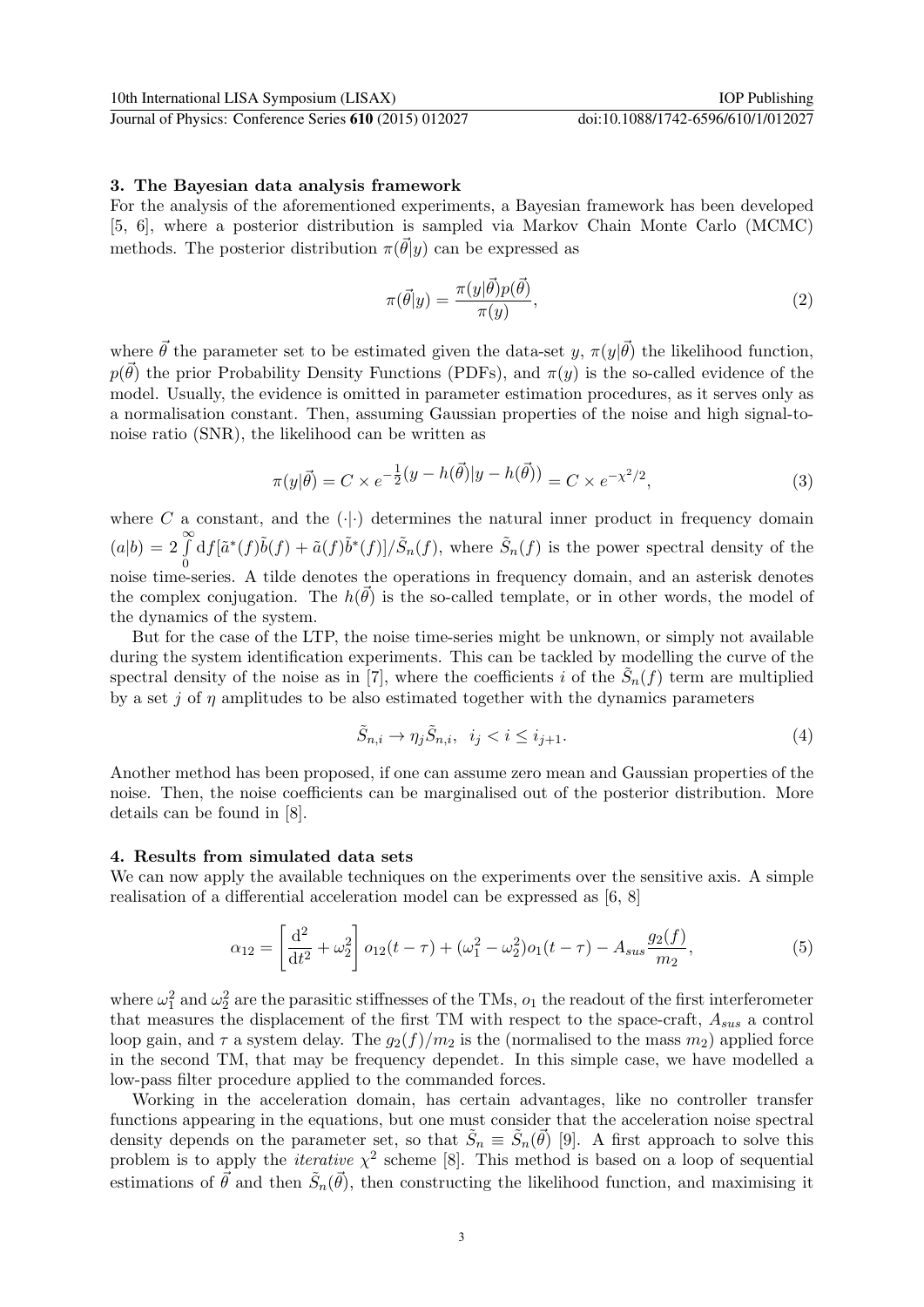### 3. The Bayesian data analysis framework

For the analysis of the aforementioned experiments, a Bayesian framework has been developed [5, 6], where a posterior distribution is sampled via Markov Chain Monte Carlo (MCMC) methods. The posterior distribution $\pi(\vec{\theta}|y)$ can be expressed as

$$\pi(\vec{\theta}|y) = \frac{\pi(y|\vec{\theta})p(\vec{\theta})}{\pi(y)}, \tag{2}$$

where $\vec{\theta}$ the parameter set to be estimated given the data-set $y$, $\pi(y|\vec{\theta})$ the likelihood function, $p(\vec{\theta})$ the prior Probability Density Functions (PDFs), and $\pi(y)$ is the so-called evidence of the model. Usually, the evidence is omitted in parameter estimation procedures, as it serves only as a normalisation constant. Then, assuming Gaussian properties of the noise and high signal-to-noise ratio (SNR), the likelihood can be written as

$$\pi(y|\vec{\theta}) = C \times e^{-\frac{1}{2}(y - h(\vec{\theta})|y - h(\vec{\theta}))} = C \times e^{-\chi^2/2}, \tag{3}$$

where $C$ a constant, and the $(\cdot|\cdot)$ determines the natural inner product in frequency domain $(a|b) = 2\int_0^\infty \mathrm{d}f[\tilde{a}^*(f)\tilde{b}(f) + \tilde{a}(f)\tilde{b}^*(f)]/\tilde{S}_n(f)$, where $\tilde{S}_n(f)$ is the power spectral density of the noise time-series. A tilde denotes the operations in frequency domain, and an asterisk denotes the complex conjugation. The $h(\vec{\theta})$ is the so-called template, or in other words, the model of the dynamics of the system.

But for the case of the LTP, the noise time-series might be unknown, or simply not available during the system identification experiments. This can be tackled by modelling the curve of the spectral density of the noise as in [7], where the coefficients $i$ of the $\tilde{S}_n(f)$ term are multiplied by a set $j$ of $\eta$ amplitudes to be also estimated together with the dynamics parameters

$$\tilde{S}_{n,i} \rightarrow \eta_j \tilde{S}_{n,i}, \quad i_j < i \leq i_{j+1}. \tag{4}$$

Another method has been proposed, if one can assume zero mean and Gaussian properties of the noise. Then, the noise coefficients can be marginalised out of the posterior distribution. More details can be found in [8].

### 4. Results from simulated data sets

We can now apply the available techniques on the experiments over the sensitive axis. A simple realisation of a differential acceleration model can be expressed as [6, 8]

$$\alpha_{12} = \left[\frac{\mathrm{d}^2}{\mathrm{d}t^2} + \omega_2^2\right] o_{12}(t - \tau) + (\omega_1^2 - \omega_2^2) o_1(t - \tau) - A_{sus}\frac{g_2(f)}{m_2}, \tag{5}$$

where $\omega_1^2$ and $\omega_2^2$ are the parasitic stiffnesses of the TMs, $o_1$ the readout of the first interferometer that measures the displacement of the first TM with respect to the space-craft, $A_{sus}$ a control loop gain, and $\tau$ a system delay. The $g_2(f)/m_2$ is the (normalised to the mass $m_2$) applied force in the second TM, that may be frequency dependet. In this simple case, we have modelled a low-pass filter procedure applied to the commanded forces.

Working in the acceleration domain, has certain advantages, like no controller transfer functions appearing in the equations, but one must consider that the acceleration noise spectral density depends on the parameter set, so that $\tilde{S}_n \equiv \tilde{S}_n(\vec{\theta})$ [9]. A first approach to solve this problem is to apply the *iterative* $\chi^2$ scheme [8]. This method is based on a loop of sequential estimations of $\vec{\theta}$ and then $\tilde{S}_n(\vec{\theta})$, then constructing the likelihood function, and maximising it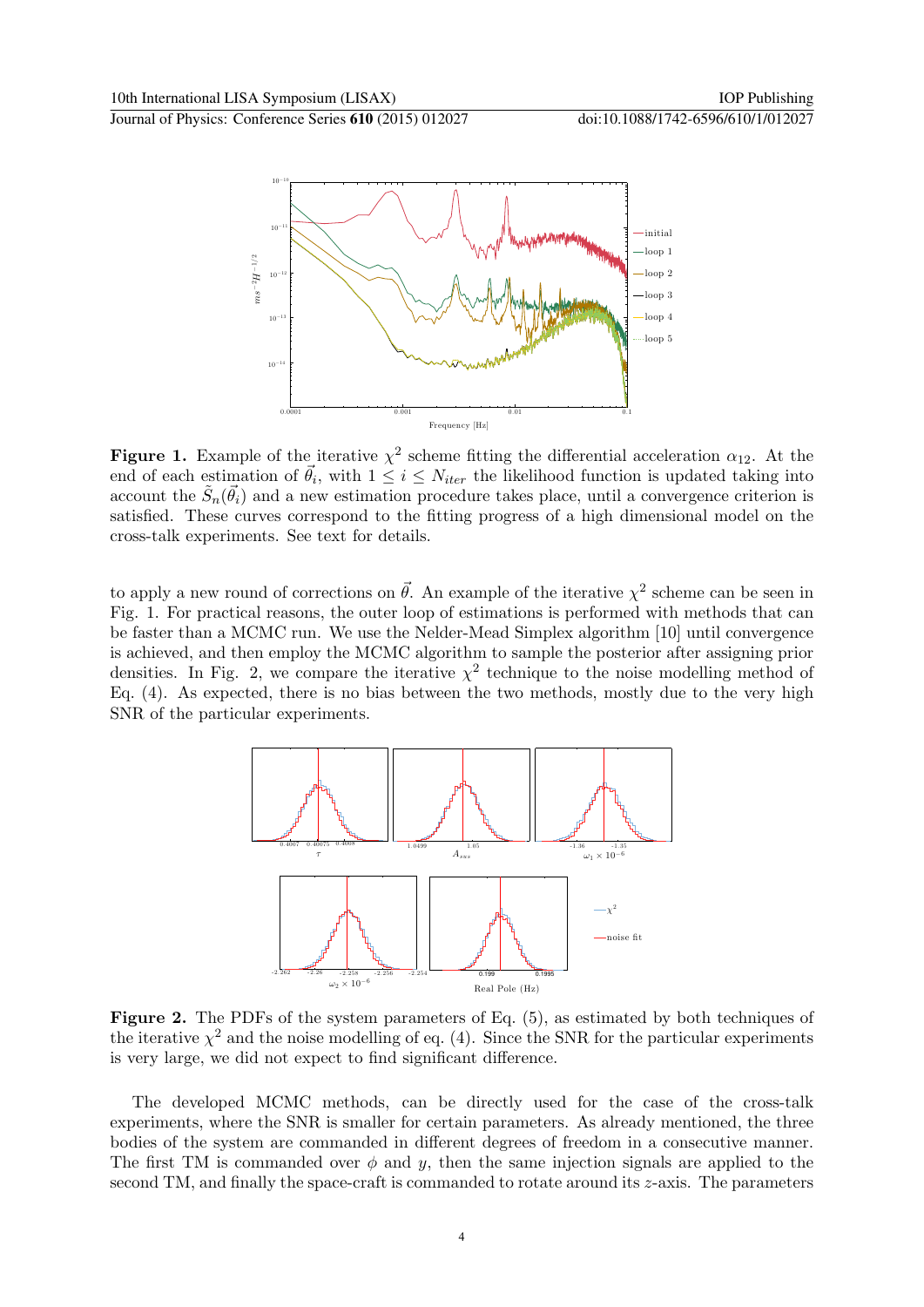**Figure 1.** Example of the iterative $\chi^2$ scheme fitting the differential acceleration $\alpha_{12}$. At the end of each estimation of $\vec{\theta}_i$, with $1 \leq i \leq N_{iter}$ the likelihood function is updated taking into account the $\tilde{S}_n(\vec{\theta}_i)$ and a new estimation procedure takes place, until a convergence criterion is satisfied. These curves correspond to the fitting progress of a high dimensional model on the cross-talk experiments. See text for details.

to apply a new round of corrections on $\vec{\theta}$. An example of the iterative $\chi^2$ scheme can be seen in Fig. 1. For practical reasons, the outer loop of estimations is performed with methods that can be faster than a MCMC run. We use the Nelder-Mead Simplex algorithm [10] until convergence is achieved, and then employ the MCMC algorithm to sample the posterior after assigning prior densities. In Fig. 2, we compare the iterative $\chi^2$ technique to the noise modelling method of Eq. (4). As expected, there is no bias between the two methods, mostly due to the very high SNR of the particular experiments.

**Figure 2.** The PDFs of the system parameters of Eq. (5), as estimated by both techniques of the iterative $\chi^2$ and the noise modelling of eq. (4). Since the SNR for the particular experiments is very large, we did not expect to find significant difference.

The developed MCMC methods, can be directly used for the case of the cross-talk experiments, where the SNR is smaller for certain parameters. As already mentioned, the three bodies of the system are commanded in different degrees of freedom in a consecutive manner. The first TM is commanded over $\phi$ and $y$, then the same injection signals are applied to the second TM, and finally the space-craft is commanded to rotate around its $z$-axis. The parameters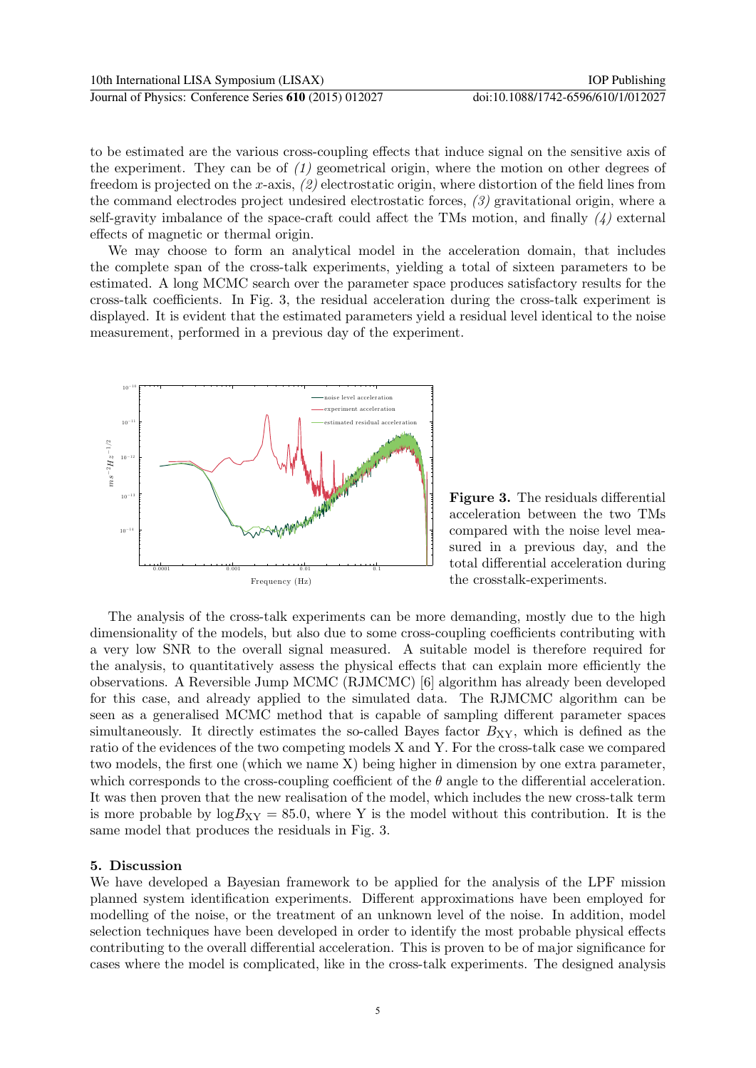to be estimated are the various cross-coupling effects that induce signal on the sensitive axis of the experiment. They can be of *(1)* geometrical origin, where the motion on other degrees of freedom is projected on the $x$-axis, *(2)* electrostatic origin, where distortion of the field lines from the command electrodes project undesired electrostatic forces, *(3)* gravitational origin, where a self-gravity imbalance of the space-craft could affect the TMs motion, and finally *(4)* external effects of magnetic or thermal origin.

We may choose to form an analytical model in the acceleration domain, that includes the complete span of the cross-talk experiments, yielding a total of sixteen parameters to be estimated. A long MCMC search over the parameter space produces satisfactory results for the cross-talk coefficients. In Fig. 3, the residual acceleration during the cross-talk experiment is displayed. It is evident that the estimated parameters yield a residual level identical to the noise measurement, performed in a previous day of the experiment.

**Figure 3.** The residuals differential acceleration between the two TMs compared with the noise level measured in a previous day, and the total differential acceleration during the crosstalk-experiments.

The analysis of the cross-talk experiments can be more demanding, mostly due to the high dimensionality of the models, but also due to some cross-coupling coefficients contributing with a very low SNR to the overall signal measured. A suitable model is therefore required for the analysis, to quantitatively assess the physical effects that can explain more efficiently the observations. A Reversible Jump MCMC (RJMCMC) [6] algorithm has already been developed for this case, and already applied to the simulated data. The RJMCMC algorithm can be seen as a generalised MCMC method that is capable of sampling different parameter spaces simultaneously. It directly estimates the so-called Bayes factor $B_{\mathrm{XY}}$, which is defined as the ratio of the evidences of the two competing models X and Y. For the cross-talk case we compared two models, the first one (which we name X) being higher in dimension by one extra parameter, which corresponds to the cross-coupling coefficient of the $\theta$ angle to the differential acceleration. It was then proven that the new realisation of the model, which includes the new cross-talk term is more probable by $\log B_{\mathrm{XY}} = 85.0$, where Y is the model without this contribution. It is the same model that produces the residuals in Fig. 3.

## 5. Discussion

We have developed a Bayesian framework to be applied for the analysis of the LPF mission planned system identification experiments. Different approximations have been employed for modelling of the noise, or the treatment of an unknown level of the noise. In addition, model selection techniques have been developed in order to identify the most probable physical effects contributing to the overall differential acceleration. This is proven to be of major significance for cases where the model is complicated, like in the cross-talk experiments. The designed analysis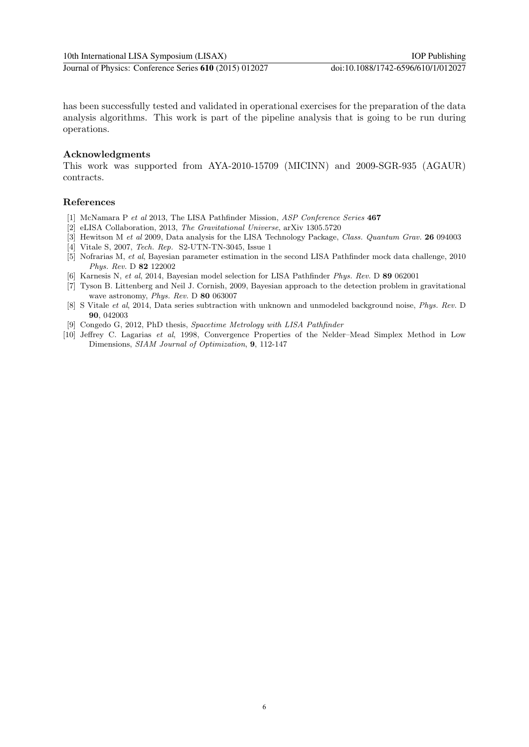has been successfully tested and validated in operational exercises for the preparation of the data analysis algorithms. This work is part of the pipeline analysis that is going to be run during operations.

### Acknowledgments

This work was supported from AYA-2010-15709 (MICINN) and 2009-SGR-935 (AGAUR) contracts.

### References

[1] McNamara P *et al* 2013, The LISA Pathfinder Mission, *ASP Conference Series* **467**

[2] eLISA Collaboration, 2013, *The Gravitational Universe*, arXiv 1305.5720

[3] Hewitson M *et al* 2009, Data analysis for the LISA Technology Package, *Class. Quantum Grav.* **26** 094003

[4] Vitale S, 2007, *Tech. Rep.* S2-UTN-TN-3045, Issue 1

[5] Nofrarias M, *et al*, Bayesian parameter estimation in the second LISA Pathfinder mock data challenge, 2010 *Phys. Rev.* D **82** 122002

[6] Karnesis N, *et al*, 2014, Bayesian model selection for LISA Pathfinder *Phys. Rev.* D **89** 062001

[7] Tyson B. Littenberg and Neil J. Cornish, 2009, Bayesian approach to the detection problem in gravitational wave astronomy, *Phys. Rev.* D **80** 063007

[8] S Vitale *et al*, 2014, Data series subtraction with unknown and unmodeled background noise, *Phys. Rev.* D **90**, 042003

[9] Congedo G, 2012, PhD thesis, *Spacetime Metrology with LISA Pathfinder*

[10] Jeffrey C. Lagarias *et al*, 1998, Convergence Properties of the Nelder–Mead Simplex Method in Low Dimensions, *SIAM Journal of Optimization*, **9**, 112-147